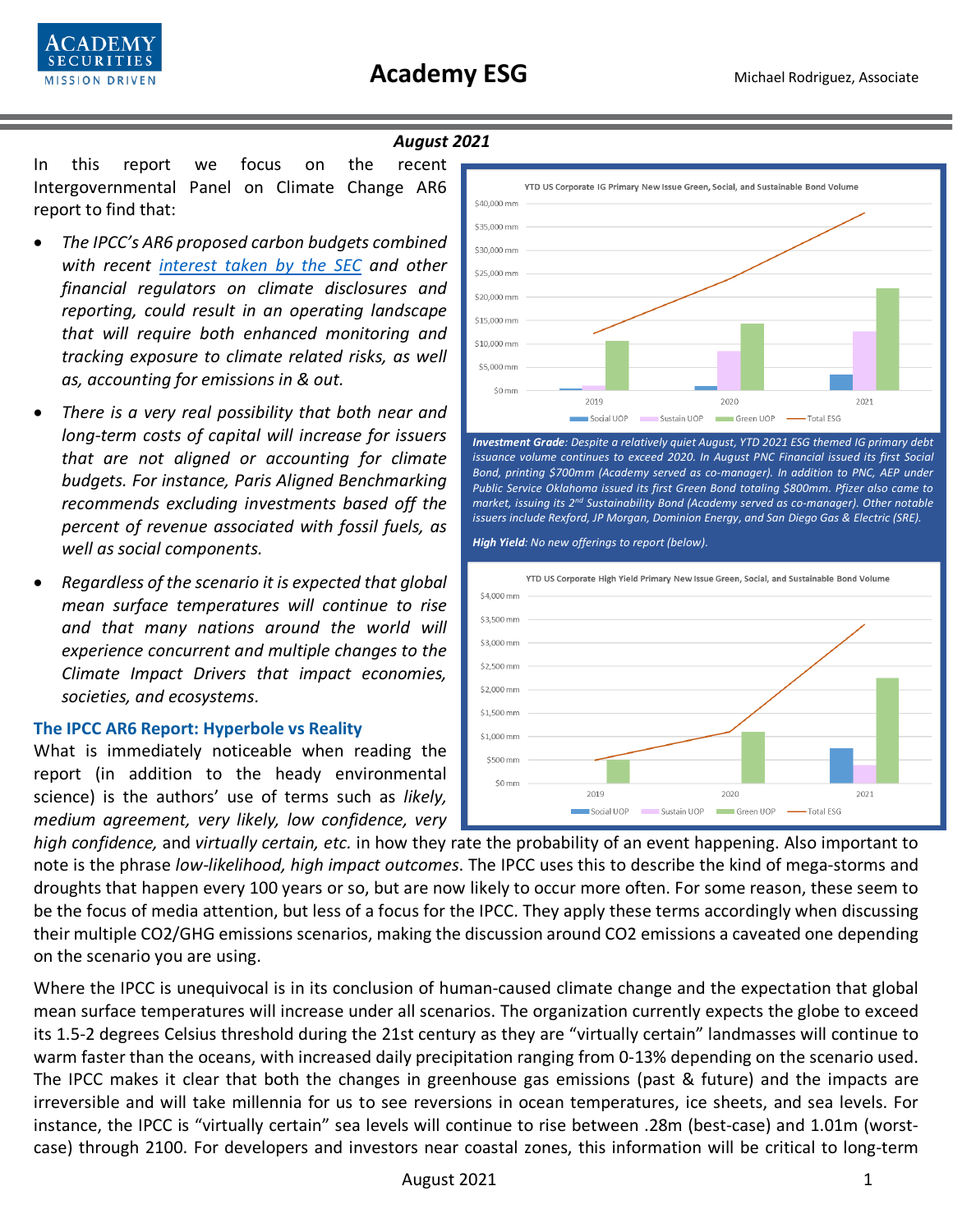# Academy ESG

Michael Rodriguez, Associate

***August 2021***

In this report we focus on the recent Intergovernmental Panel on Climate Change AR6 report to find that:

- *The IPCC's AR6 proposed carbon budgets combined with recent [interest taken by the SEC]() and other financial regulators on climate disclosures and reporting, could result in an operating landscape that will require both enhanced monitoring and tracking exposure to climate related risks, as well as, accounting for emissions in & out.*
- *There is a very real possibility that both near and long-term costs of capital will increase for issuers that are not aligned or accounting for climate budgets. For instance, Paris Aligned Benchmarking recommends excluding investments based off the percent of revenue associated with fossil fuels, as well as social components.*
- *Regardless of the scenario it is expected that global mean surface temperatures will continue to rise and that many nations around the world will experience concurrent and multiple changes to the Climate Impact Drivers that impact economies, societies, and ecosystems.*

YTD US Corporate IG Primary New Issue Green, Social, and Sustainable Bond Volume

***Investment Grade**: Despite a relatively quiet August, YTD 2021 ESG themed IG primary debt issuance volume continues to exceed 2020. In August PNC Financial issued its first Social Bond, printing $700mm (Academy served as co-manager). In addition to PNC, AEP under Public Service Oklahoma issued its first Green Bond totaling $800mm. Pfizer also came to market, issuing its 2nd Sustainability Bond (Academy served as co-manager). Other notable issuers include Rexford, JP Morgan, Dominion Energy, and San Diego Gas & Electric (SRE).*

***High Yield**: No new offerings to report (below).*

YTD US Corporate High Yield Primary New Issue Green, Social, and Sustainable Bond Volume

## The IPCC AR6 Report: Hyperbole vs Reality

What is immediately noticeable when reading the report (in addition to the heady environmental science) is the authors' use of terms such as *likely, medium agreement, very likely, low confidence, very high confidence,* and *virtually certain, etc.* in how they rate the probability of an event happening. Also important to note is the phrase *low-likelihood, high impact outcomes*. The IPCC uses this to describe the kind of mega-storms and droughts that happen every 100 years or so, but are now likely to occur more often. For some reason, these seem to be the focus of media attention, but less of a focus for the IPCC. They apply these terms accordingly when discussing their multiple CO2/GHG emissions scenarios, making the discussion around CO2 emissions a caveated one depending on the scenario you are using.

Where the IPCC is unequivocal is in its conclusion of human-caused climate change and the expectation that global mean surface temperatures will increase under all scenarios. The organization currently expects the globe to exceed its 1.5-2 degrees Celsius threshold during the 21st century as they are "virtually certain" landmasses will continue to warm faster than the oceans, with increased daily precipitation ranging from 0-13% depending on the scenario used. The IPCC makes it clear that both the changes in greenhouse gas emissions (past & future) and the impacts are irreversible and will take millennia for us to see reversions in ocean temperatures, ice sheets, and sea levels. For instance, the IPCC is "virtually certain" sea levels will continue to rise between .28m (best-case) and 1.01m (worst-case) through 2100. For developers and investors near coastal zones, this information will be critical to long-term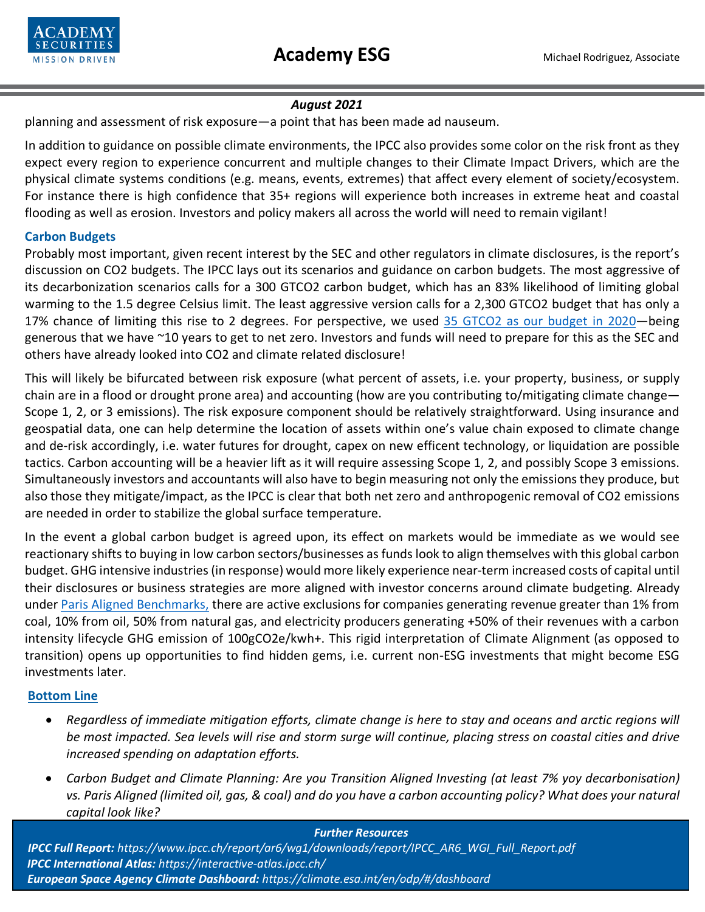planning and assessment of risk exposure—a point that has been made ad nauseum.

In addition to guidance on possible climate environments, the IPCC also provides some color on the risk front as they expect every region to experience concurrent and multiple changes to their Climate Impact Drivers, which are the physical climate systems conditions (e.g. means, events, extremes) that affect every element of society/ecosystem. For instance there is high confidence that 35+ regions will experience both increases in extreme heat and coastal flooding as well as erosion. Investors and policy makers all across the world will need to remain vigilant!

### Carbon Budgets

Probably most important, given recent interest by the SEC and other regulators in climate disclosures, is the report's discussion on $CO_2$ budgets. The IPCC lays out its scenarios and guidance on carbon budgets. The most aggressive of its decarbonization scenarios calls for a 300 GTCO2 carbon budget, which has an 83% likelihood of limiting global warming to the 1.5 degree Celsius limit. The least aggressive version calls for a 2,300 GTCO2 budget that has only a 17% chance of limiting this rise to 2 degrees. For perspective, we used [35 GTCO2 as our budget in 2020]—being generous that we have ~10 years to get to net zero. Investors and funds will need to prepare for this as the SEC and others have already looked into $CO_2$ and climate related disclosure!

This will likely be bifurcated between risk exposure (what percent of assets, i.e. your property, business, or supply chain are in a flood or drought prone area) and accounting (how are you contributing to/mitigating climate change—Scope 1, 2, or 3 emissions). The risk exposure component should be relatively straightforward. Using insurance and geospatial data, one can help determine the location of assets within one's value chain exposed to climate change and de-risk accordingly, i.e. water futures for drought, capex on new effecient technology, or liquidation are possible tactics. Carbon accounting will be a heavier lift as it will require assessing Scope 1, 2, and possibly Scope 3 emissions. Simultaneously investors and accountants will also have to begin measuring not only the emissions they produce, but also those they mitigate/impact, as the IPCC is clear that both net zero and anthropogenic removal of $CO_2$ emissions are needed in order to stabilize the global surface temperature.

In the event a global carbon budget is agreed upon, its effect on markets would be immediate as we would see reactionary shifts to buying in low carbon sectors/businesses as funds look to align themselves with this global carbon budget. GHG intensive industries (in response) would more likely experience near-term increased costs of capital until their disclosures or business strategies are more aligned with investor concerns around climate budgeting. Already under [Paris Aligned Benchmarks,] there are active exclusions for companies generating revenue greater than 1% from coal, 10% from oil, 50% from natural gas, and electricity producers generating +50% of their revenues with a carbon intensity lifecycle GHG emission of 100gCO2e/kwh+. This rigid interpretation of Climate Alignment (as opposed to transition) opens up opportunities to find hidden gems, i.e. current non-ESG investments that might become ESG investments later.

### Bottom Line

- *Regardless of immediate mitigation efforts, climate change is here to stay and oceans and arctic regions will be most impacted. Sea levels will rise and storm surge will continue, placing stress on coastal cities and drive increased spending on adaptation efforts.*
- *Carbon Budget and Climate Planning: Are you Transition Aligned Investing (at least 7% yoy decarbonisation) vs. Paris Aligned (limited oil, gas, & coal) and do you have a carbon accounting policy? What does your natural capital look like?*

***Further Resources***

***IPCC Full Report:*** *https://www.ipcc.ch/report/ar6/wg1/downloads/report/IPCC_AR6_WGI_Full_Report.pdf*
***IPCC International Atlas:*** *https://interactive-atlas.ipcc.ch/*
***European Space Agency Climate Dashboard:*** *https://climate.esa.int/en/odp/#/dashboard*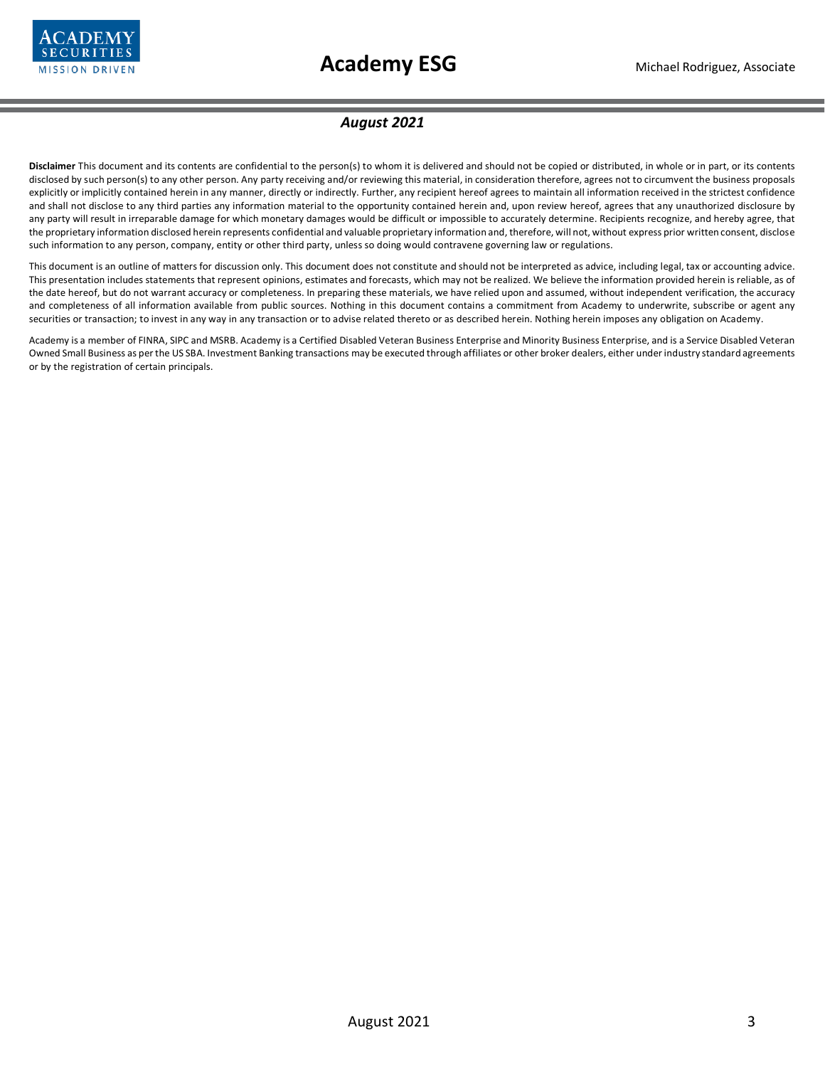*August 2021*

**Disclaimer** This document and its contents are confidential to the person(s) to whom it is delivered and should not be copied or distributed, in whole or in part, or its contents disclosed by such person(s) to any other person. Any party receiving and/or reviewing this material, in consideration therefore, agrees not to circumvent the business proposals explicitly or implicitly contained herein in any manner, directly or indirectly. Further, any recipient hereof agrees to maintain all information received in the strictest confidence and shall not disclose to any third parties any information material to the opportunity contained herein and, upon review hereof, agrees that any unauthorized disclosure by any party will result in irreparable damage for which monetary damages would be difficult or impossible to accurately determine. Recipients recognize, and hereby agree, that the proprietary information disclosed herein represents confidential and valuable proprietary information and, therefore, will not, without express prior written consent, disclose such information to any person, company, entity or other third party, unless so doing would contravene governing law or regulations.

This document is an outline of matters for discussion only. This document does not constitute and should not be interpreted as advice, including legal, tax or accounting advice. This presentation includes statements that represent opinions, estimates and forecasts, which may not be realized. We believe the information provided herein is reliable, as of the date hereof, but do not warrant accuracy or completeness. In preparing these materials, we have relied upon and assumed, without independent verification, the accuracy and completeness of all information available from public sources. Nothing in this document contains a commitment from Academy to underwrite, subscribe or agent any securities or transaction; to invest in any way in any transaction or to advise related thereto or as described herein. Nothing herein imposes any obligation on Academy.

Academy is a member of FINRA, SIPC and MSRB. Academy is a Certified Disabled Veteran Business Enterprise and Minority Business Enterprise, and is a Service Disabled Veteran Owned Small Business as per the US SBA. Investment Banking transactions may be executed through affiliates or other broker dealers, either under industry standard agreements or by the registration of certain principals.